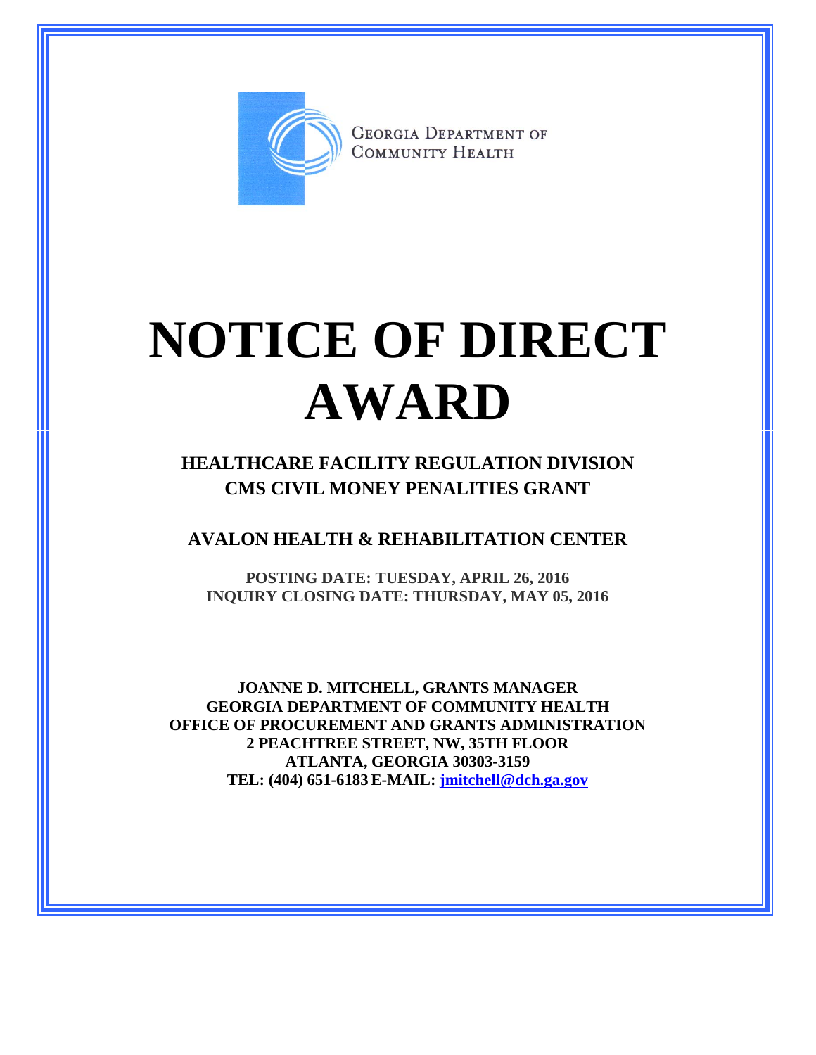GEORGIA DEPARTMENT OF COMMUNITY HEALTH

# NOTICE OF DIRECT AWARD

## HEALTHCARE FACILITY REGULATION DIVISION
## CMS CIVIL MONEY PENALITIES GRANT

## AVALON HEALTH & REHABILITATION CENTER

**POSTING DATE: TUESDAY, APRIL 26, 2016**
**INQUIRY CLOSING DATE: THURSDAY, MAY 05, 2016**

**JOANNE D. MITCHELL, GRANTS MANAGER**
**GEORGIA DEPARTMENT OF COMMUNITY HEALTH**
**OFFICE OF PROCUREMENT AND GRANTS ADMINISTRATION**
**2 PEACHTREE STREET, NW, 35TH FLOOR**
**ATLANTA, GEORGIA 30303-3159**
**TEL: (404) 651-6183 E-MAIL: jmitchell@dch.ga.gov**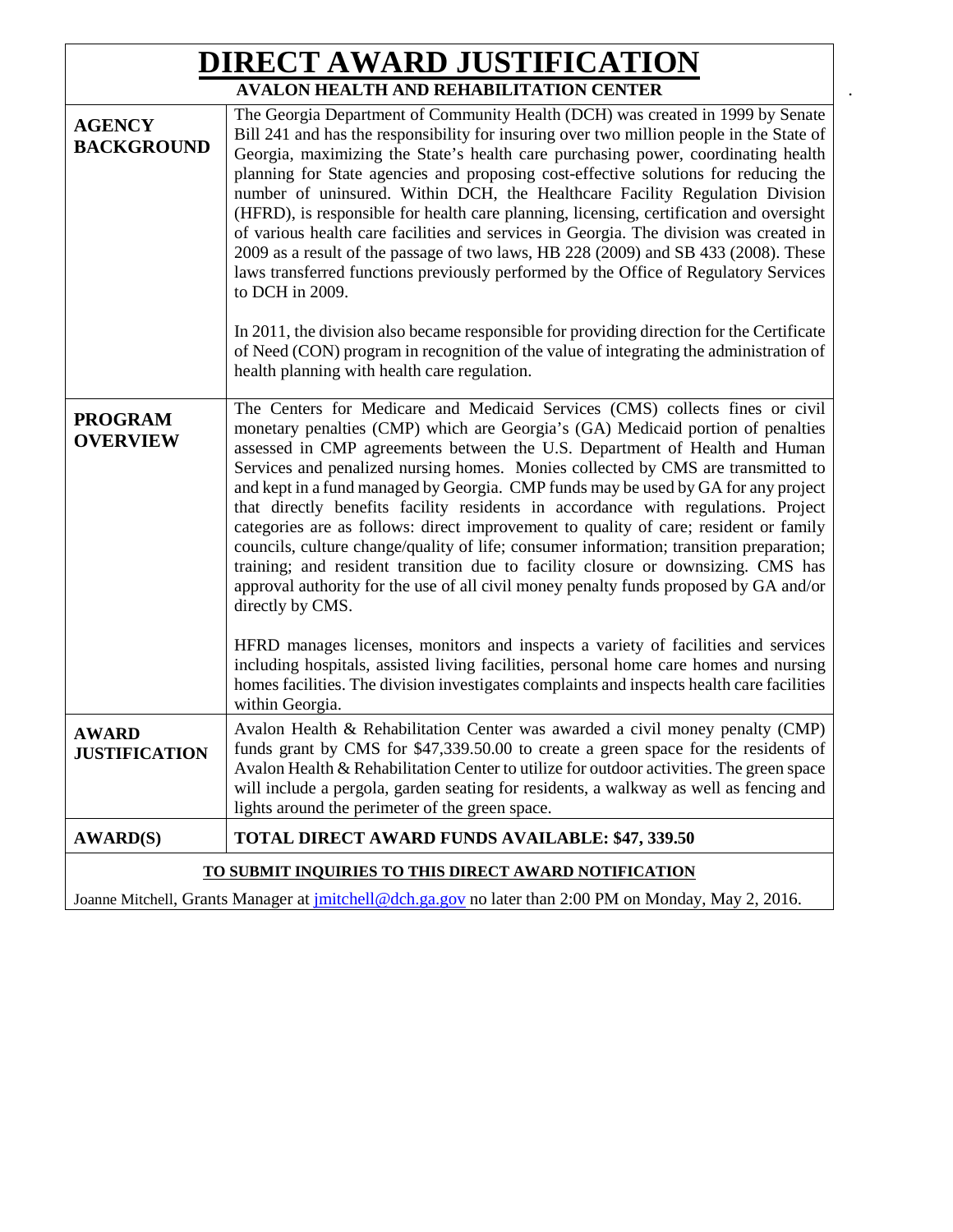# DIRECT AWARD JUSTIFICATION

## AVALON HEALTH AND REHABILITATION CENTER

| | |
|---|---|
| **AGENCY BACKGROUND** | The Georgia Department of Community Health (DCH) was created in 1999 by Senate Bill 241 and has the responsibility for insuring over two million people in the State of Georgia, maximizing the State's health care purchasing power, coordinating health planning for State agencies and proposing cost-effective solutions for reducing the number of uninsured. Within DCH, the Healthcare Facility Regulation Division (HFRD), is responsible for health care planning, licensing, certification and oversight of various health care facilities and services in Georgia. The division was created in 2009 as a result of the passage of two laws, HB 228 (2009) and SB 433 (2008). These laws transferred functions previously performed by the Office of Regulatory Services to DCH in 2009.<br><br>In 2011, the division also became responsible for providing direction for the Certificate of Need (CON) program in recognition of the value of integrating the administration of health planning with health care regulation. |
| **PROGRAM OVERVIEW** | The Centers for Medicare and Medicaid Services (CMS) collects fines or civil monetary penalties (CMP) which are Georgia's (GA) Medicaid portion of penalties assessed in CMP agreements between the U.S. Department of Health and Human Services and penalized nursing homes. Monies collected by CMS are transmitted to and kept in a fund managed by Georgia. CMP funds may be used by GA for any project that directly benefits facility residents in accordance with regulations. Project categories are as follows: direct improvement to quality of care; resident or family councils, culture change/quality of life; consumer information; transition preparation; training; and resident transition due to facility closure or downsizing. CMS has approval authority for the use of all civil money penalty funds proposed by GA and/or directly by CMS.<br><br>HFRD manages licenses, monitors and inspects a variety of facilities and services including hospitals, assisted living facilities, personal home care homes and nursing homes facilities. The division investigates complaints and inspects health care facilities within Georgia. |
| **AWARD JUSTIFICATION** | Avalon Health & Rehabilitation Center was awarded a civil money penalty (CMP) funds grant by CMS for $47,339.50.00 to create a green space for the residents of Avalon Health & Rehabilitation Center to utilize for outdoor activities. The green space will include a pergola, garden seating for residents, a walkway as well as fencing and lights around the perimeter of the green space. |
| **AWARD(S)** | **TOTAL DIRECT AWARD FUNDS AVAILABLE: $47, 339.50** |

**TO SUBMIT INQUIRIES TO THIS DIRECT AWARD NOTIFICATION**

Joanne Mitchell, Grants Manager at jmitchell@dch.ga.gov no later than 2:00 PM on Monday, May 2, 2016.